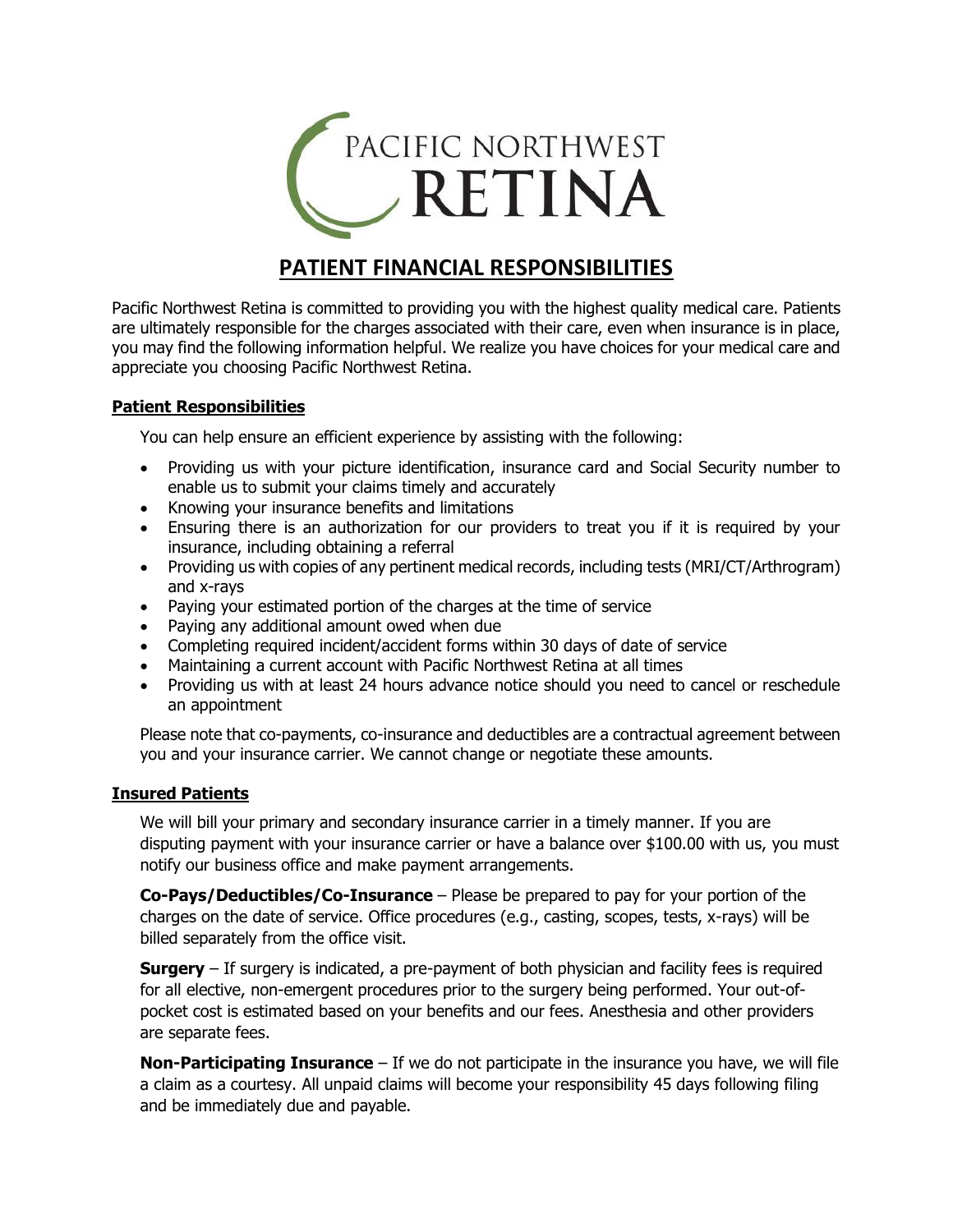# PACIFIC NORTHWEST RETINA

## PATIENT FINANCIAL RESPONSIBILITIES

Pacific Northwest Retina is committed to providing you with the highest quality medical care. Patients are ultimately responsible for the charges associated with their care, even when insurance is in place, you may find the following information helpful. We realize you have choices for your medical care and appreciate you choosing Pacific Northwest Retina.

### Patient Responsibilities

You can help ensure an efficient experience by assisting with the following:

- Providing us with your picture identification, insurance card and Social Security number to enable us to submit your claims timely and accurately
- Knowing your insurance benefits and limitations
- Ensuring there is an authorization for our providers to treat you if it is required by your insurance, including obtaining a referral
- Providing us with copies of any pertinent medical records, including tests (MRI/CT/Arthrogram) and x-rays
- Paying your estimated portion of the charges at the time of service
- Paying any additional amount owed when due
- Completing required incident/accident forms within 30 days of date of service
- Maintaining a current account with Pacific Northwest Retina at all times
- Providing us with at least 24 hours advance notice should you need to cancel or reschedule an appointment

Please note that co-payments, co-insurance and deductibles are a contractual agreement between you and your insurance carrier. We cannot change or negotiate these amounts.

### Insured Patients

We will bill your primary and secondary insurance carrier in a timely manner. If you are disputing payment with your insurance carrier or have a balance over $100.00 with us, you must notify our business office and make payment arrangements.

**Co-Pays/Deductibles/Co-Insurance** – Please be prepared to pay for your portion of the charges on the date of service. Office procedures (e.g., casting, scopes, tests, x-rays) will be billed separately from the office visit.

**Surgery** – If surgery is indicated, a pre-payment of both physician and facility fees is required for all elective, non-emergent procedures prior to the surgery being performed. Your out-of-pocket cost is estimated based on your benefits and our fees. Anesthesia and other providers are separate fees.

**Non-Participating Insurance** – If we do not participate in the insurance you have, we will file a claim as a courtesy. All unpaid claims will become your responsibility 45 days following filing and be immediately due and payable.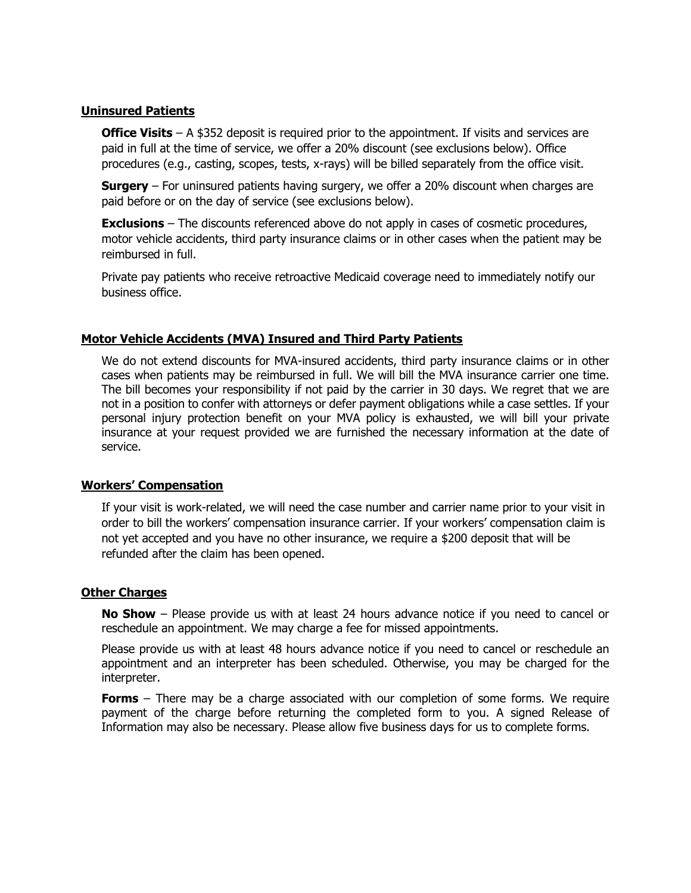## Uninsured Patients

**Office Visits** – A $352 deposit is required prior to the appointment. If visits and services are paid in full at the time of service, we offer a 20% discount (see exclusions below). Office procedures (e.g., casting, scopes, tests, x-rays) will be billed separately from the office visit.

**Surgery** – For uninsured patients having surgery, we offer a 20% discount when charges are paid before or on the day of service (see exclusions below).

**Exclusions** – The discounts referenced above do not apply in cases of cosmetic procedures, motor vehicle accidents, third party insurance claims or in other cases when the patient may be reimbursed in full.

Private pay patients who receive retroactive Medicaid coverage need to immediately notify our business office.

## Motor Vehicle Accidents (MVA) Insured and Third Party Patients

We do not extend discounts for MVA-insured accidents, third party insurance claims or in other cases when patients may be reimbursed in full. We will bill the MVA insurance carrier one time. The bill becomes your responsibility if not paid by the carrier in 30 days. We regret that we are not in a position to confer with attorneys or defer payment obligations while a case settles. If your personal injury protection benefit on your MVA policy is exhausted, we will bill your private insurance at your request provided we are furnished the necessary information at the date of service.

## Workers' Compensation

If your visit is work-related, we will need the case number and carrier name prior to your visit in order to bill the workers' compensation insurance carrier. If your workers' compensation claim is not yet accepted and you have no other insurance, we require a $200 deposit that will be refunded after the claim has been opened.

## Other Charges

**No Show** – Please provide us with at least 24 hours advance notice if you need to cancel or reschedule an appointment. We may charge a fee for missed appointments.

Please provide us with at least 48 hours advance notice if you need to cancel or reschedule an appointment and an interpreter has been scheduled. Otherwise, you may be charged for the interpreter.

**Forms** – There may be a charge associated with our completion of some forms. We require payment of the charge before returning the completed form to you. A signed Release of Information may also be necessary. Please allow five business days for us to complete forms.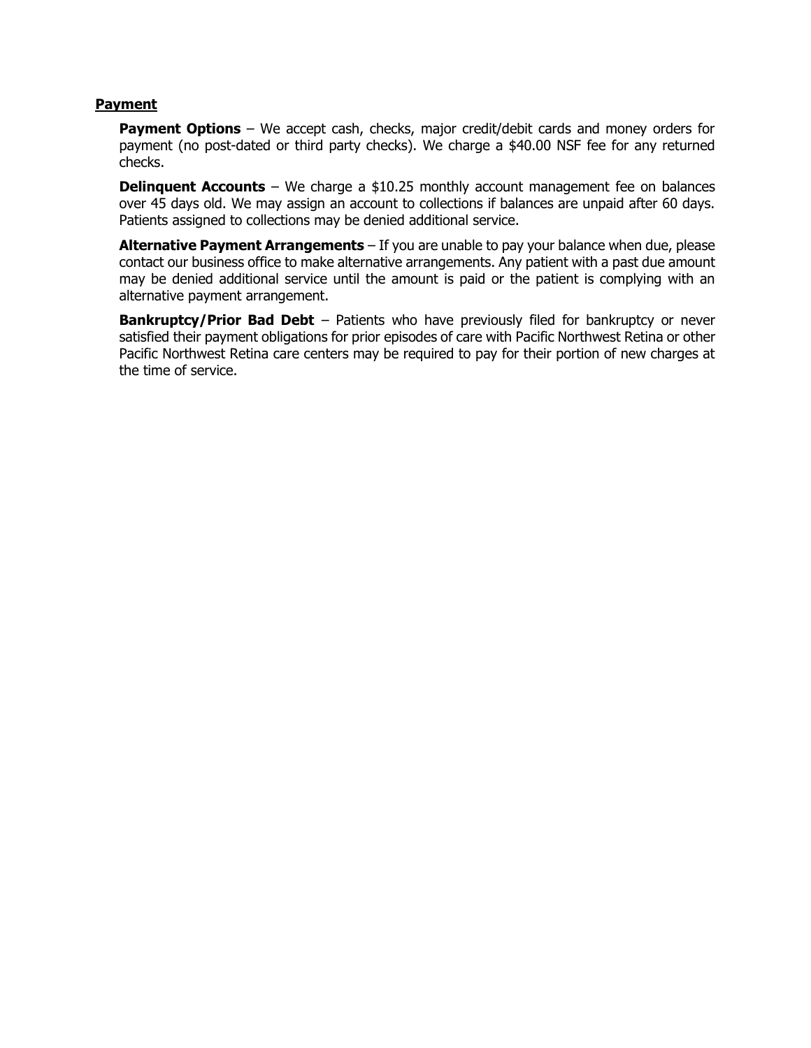## Payment

**Payment Options** – We accept cash, checks, major credit/debit cards and money orders for payment (no post-dated or third party checks). We charge a $40.00 NSF fee for any returned checks.

**Delinquent Accounts** – We charge a $10.25 monthly account management fee on balances over 45 days old. We may assign an account to collections if balances are unpaid after 60 days. Patients assigned to collections may be denied additional service.

**Alternative Payment Arrangements** – If you are unable to pay your balance when due, please contact our business office to make alternative arrangements. Any patient with a past due amount may be denied additional service until the amount is paid or the patient is complying with an alternative payment arrangement.

**Bankruptcy/Prior Bad Debt** – Patients who have previously filed for bankruptcy or never satisfied their payment obligations for prior episodes of care with Pacific Northwest Retina or other Pacific Northwest Retina care centers may be required to pay for their portion of new charges at the time of service.